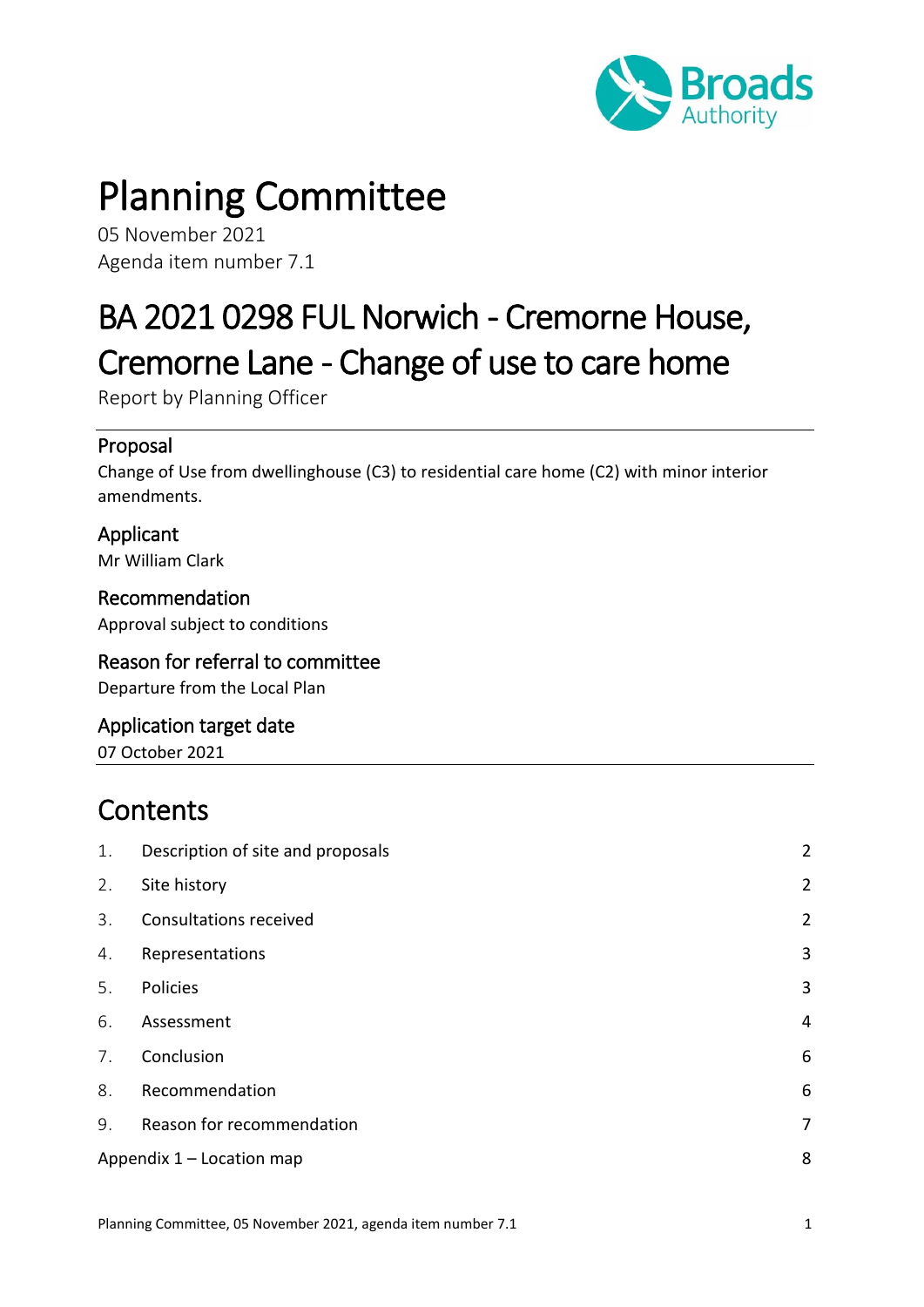# Planning Committee

05 November 2021
Agenda item number 7.1

# BA 2021 0298 FUL Norwich - Cremorne House, Cremorne Lane - Change of use to care home

Report by Planning Officer

## Proposal

Change of Use from dwellinghouse (C3) to residential care home (C2) with minor interior amendments.

## Applicant

Mr William Clark

## Recommendation

Approval subject to conditions

## Reason for referral to committee

Departure from the Local Plan

## Application target date

07 October 2021

## Contents

| | | |
|---|---|---|
| 1. | Description of site and proposals | 2 |
| 2. | Site history | 2 |
| 3. | Consultations received | 2 |
| 4. | Representations | 3 |
| 5. | Policies | 3 |
| 6. | Assessment | 4 |
| 7. | Conclusion | 6 |
| 8. | Recommendation | 6 |
| 9. | Reason for recommendation | 7 |
| Appendix 1 – Location map | | 8 |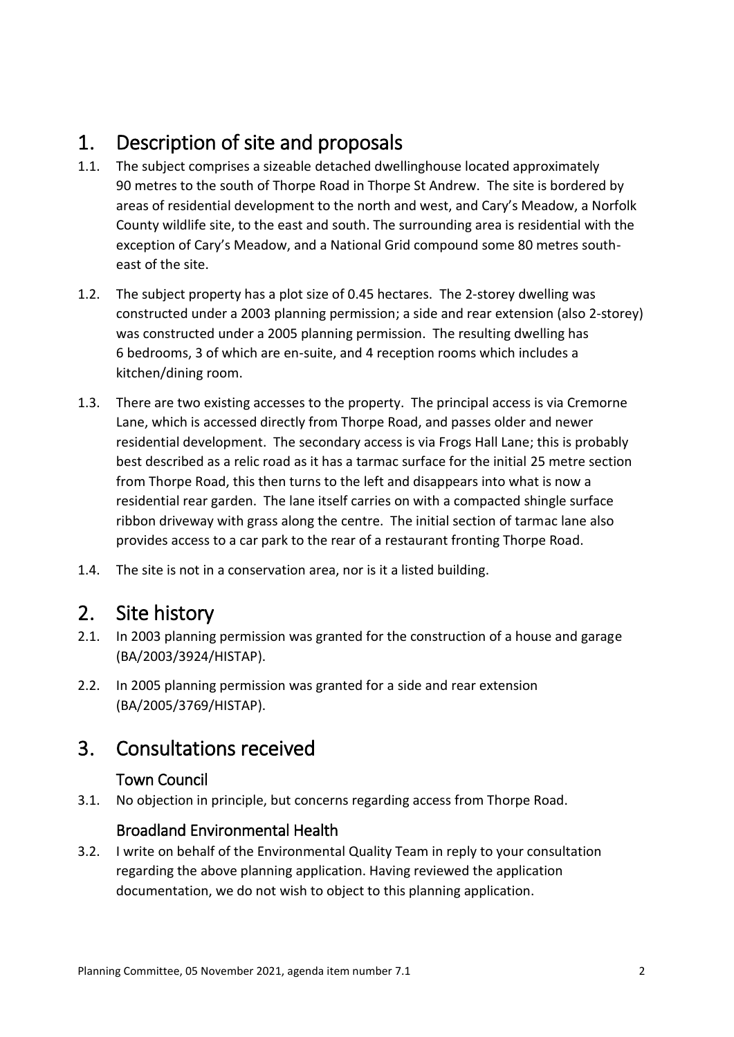# 1. Description of site and proposals

1.1. The subject comprises a sizeable detached dwellinghouse located approximately 90 metres to the south of Thorpe Road in Thorpe St Andrew. The site is bordered by areas of residential development to the north and west, and Cary's Meadow, a Norfolk County wildlife site, to the east and south. The surrounding area is residential with the exception of Cary's Meadow, and a National Grid compound some 80 metres south-east of the site.

1.2. The subject property has a plot size of 0.45 hectares. The 2-storey dwelling was constructed under a 2003 planning permission; a side and rear extension (also 2-storey) was constructed under a 2005 planning permission. The resulting dwelling has 6 bedrooms, 3 of which are en-suite, and 4 reception rooms which includes a kitchen/dining room.

1.3. There are two existing accesses to the property. The principal access is via Cremorne Lane, which is accessed directly from Thorpe Road, and passes older and newer residential development. The secondary access is via Frogs Hall Lane; this is probably best described as a relic road as it has a tarmac surface for the initial 25 metre section from Thorpe Road, this then turns to the left and disappears into what is now a residential rear garden. The lane itself carries on with a compacted shingle surface ribbon driveway with grass along the centre. The initial section of tarmac lane also provides access to a car park to the rear of a restaurant fronting Thorpe Road.

1.4. The site is not in a conservation area, nor is it a listed building.

# 2. Site history

2.1. In 2003 planning permission was granted for the construction of a house and garage (BA/2003/3924/HISTAP).

2.2. In 2005 planning permission was granted for a side and rear extension (BA/2005/3769/HISTAP).

# 3. Consultations received

### Town Council

3.1. No objection in principle, but concerns regarding access from Thorpe Road.

### Broadland Environmental Health

3.2. I write on behalf of the Environmental Quality Team in reply to your consultation regarding the above planning application. Having reviewed the application documentation, we do not wish to object to this planning application.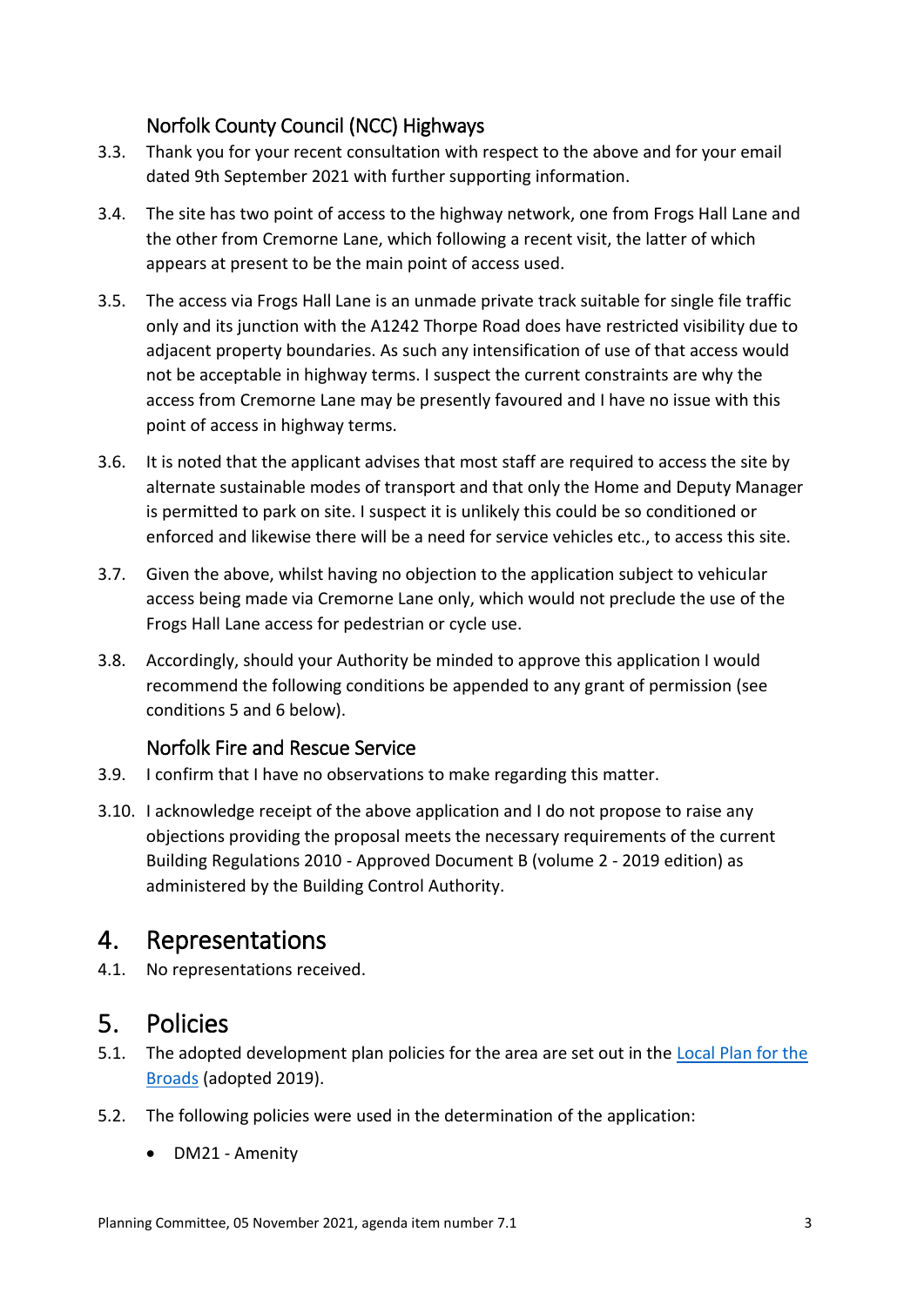### Norfolk County Council (NCC) Highways

3.3. Thank you for your recent consultation with respect to the above and for your email dated 9th September 2021 with further supporting information.

3.4. The site has two point of access to the highway network, one from Frogs Hall Lane and the other from Cremorne Lane, which following a recent visit, the latter of which appears at present to be the main point of access used.

3.5. The access via Frogs Hall Lane is an unmade private track suitable for single file traffic only and its junction with the A1242 Thorpe Road does have restricted visibility due to adjacent property boundaries. As such any intensification of use of that access would not be acceptable in highway terms. I suspect the current constraints are why the access from Cremorne Lane may be presently favoured and I have no issue with this point of access in highway terms.

3.6. It is noted that the applicant advises that most staff are required to access the site by alternate sustainable modes of transport and that only the Home and Deputy Manager is permitted to park on site. I suspect it is unlikely this could be so conditioned or enforced and likewise there will be a need for service vehicles etc., to access this site.

3.7. Given the above, whilst having no objection to the application subject to vehicular access being made via Cremorne Lane only, which would not preclude the use of the Frogs Hall Lane access for pedestrian or cycle use.

3.8. Accordingly, should your Authority be minded to approve this application I would recommend the following conditions be appended to any grant of permission (see conditions 5 and 6 below).

### Norfolk Fire and Rescue Service

3.9. I confirm that I have no observations to make regarding this matter.

3.10. I acknowledge receipt of the above application and I do not propose to raise any objections providing the proposal meets the necessary requirements of the current Building Regulations 2010 - Approved Document B (volume 2 - 2019 edition) as administered by the Building Control Authority.

## 4. Representations

4.1. No representations received.

## 5. Policies

5.1. The adopted development plan policies for the area are set out in the Local Plan for the Broads (adopted 2019).

5.2. The following policies were used in the determination of the application:

- DM21 - Amenity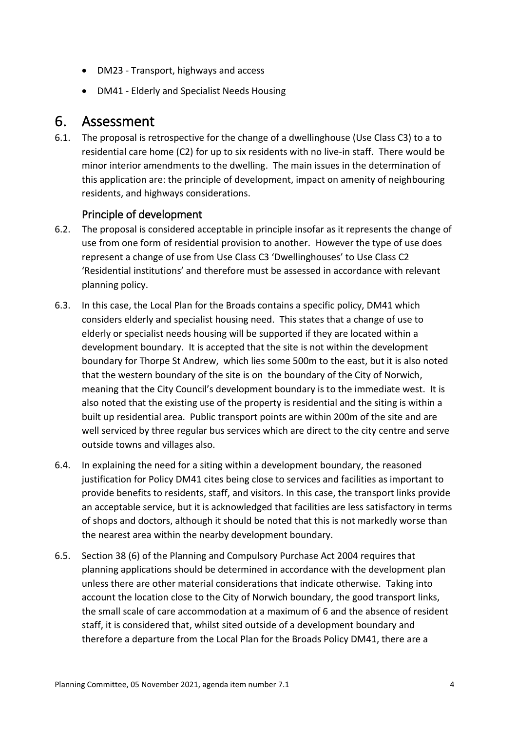- DM23 - Transport, highways and access
- DM41 - Elderly and Specialist Needs Housing

# 6. Assessment

6.1. The proposal is retrospective for the change of a dwellinghouse (Use Class C3) to a to residential care home (C2) for up to six residents with no live-in staff. There would be minor interior amendments to the dwelling. The main issues in the determination of this application are: the principle of development, impact on amenity of neighbouring residents, and highways considerations.

## Principle of development

6.2. The proposal is considered acceptable in principle insofar as it represents the change of use from one form of residential provision to another. However the type of use does represent a change of use from Use Class C3 'Dwellinghouses' to Use Class C2 'Residential institutions' and therefore must be assessed in accordance with relevant planning policy.

6.3. In this case, the Local Plan for the Broads contains a specific policy, DM41 which considers elderly and specialist housing need. This states that a change of use to elderly or specialist needs housing will be supported if they are located within a development boundary. It is accepted that the site is not within the development boundary for Thorpe St Andrew, which lies some 500m to the east, but it is also noted that the western boundary of the site is on the boundary of the City of Norwich, meaning that the City Council's development boundary is to the immediate west. It is also noted that the existing use of the property is residential and the siting is within a built up residential area. Public transport points are within 200m of the site and are well serviced by three regular bus services which are direct to the city centre and serve outside towns and villages also.

6.4. In explaining the need for a siting within a development boundary, the reasoned justification for Policy DM41 cites being close to services and facilities as important to provide benefits to residents, staff, and visitors. In this case, the transport links provide an acceptable service, but it is acknowledged that facilities are less satisfactory in terms of shops and doctors, although it should be noted that this is not markedly worse than the nearest area within the nearby development boundary.

6.5. Section 38 (6) of the Planning and Compulsory Purchase Act 2004 requires that planning applications should be determined in accordance with the development plan unless there are other material considerations that indicate otherwise. Taking into account the location close to the City of Norwich boundary, the good transport links, the small scale of care accommodation at a maximum of 6 and the absence of resident staff, it is considered that, whilst sited outside of a development boundary and therefore a departure from the Local Plan for the Broads Policy DM41, there are a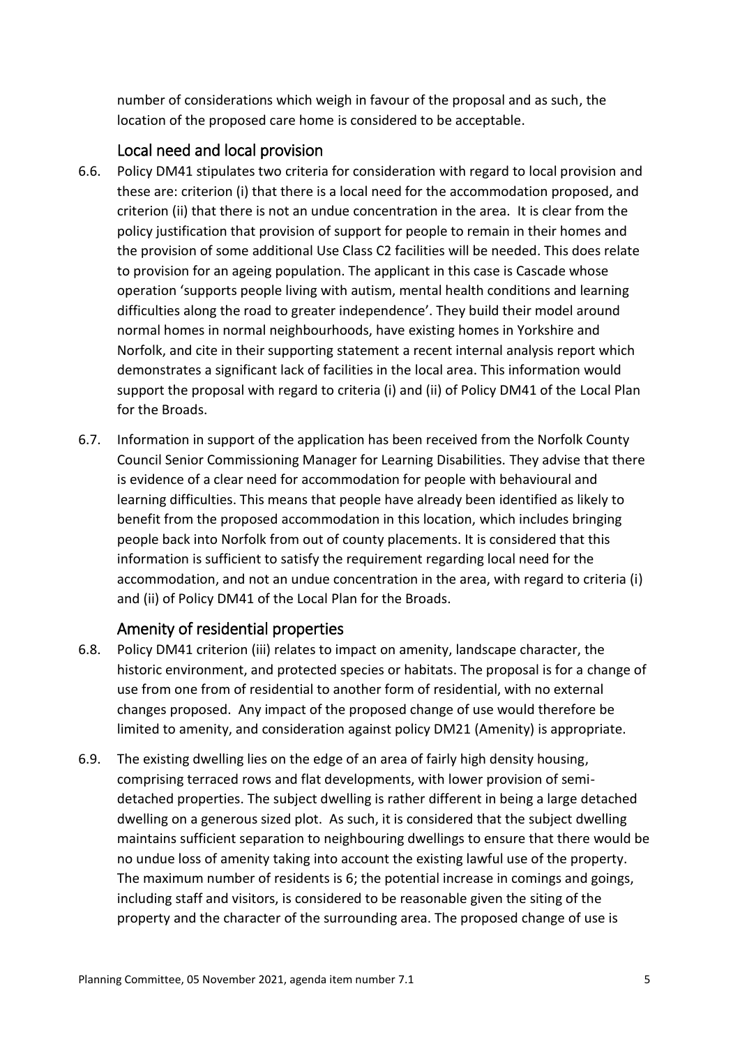number of considerations which weigh in favour of the proposal and as such, the location of the proposed care home is considered to be acceptable.

## Local need and local provision

6.6. Policy DM41 stipulates two criteria for consideration with regard to local provision and these are: criterion (i) that there is a local need for the accommodation proposed, and criterion (ii) that there is not an undue concentration in the area. It is clear from the policy justification that provision of support for people to remain in their homes and the provision of some additional Use Class C2 facilities will be needed. This does relate to provision for an ageing population. The applicant in this case is Cascade whose operation 'supports people living with autism, mental health conditions and learning difficulties along the road to greater independence'. They build their model around normal homes in normal neighbourhoods, have existing homes in Yorkshire and Norfolk, and cite in their supporting statement a recent internal analysis report which demonstrates a significant lack of facilities in the local area. This information would support the proposal with regard to criteria (i) and (ii) of Policy DM41 of the Local Plan for the Broads.

6.7. Information in support of the application has been received from the Norfolk County Council Senior Commissioning Manager for Learning Disabilities. They advise that there is evidence of a clear need for accommodation for people with behavioural and learning difficulties. This means that people have already been identified as likely to benefit from the proposed accommodation in this location, which includes bringing people back into Norfolk from out of county placements. It is considered that this information is sufficient to satisfy the requirement regarding local need for the accommodation, and not an undue concentration in the area, with regard to criteria (i) and (ii) of Policy DM41 of the Local Plan for the Broads.

## Amenity of residential properties

6.8. Policy DM41 criterion (iii) relates to impact on amenity, landscape character, the historic environment, and protected species or habitats. The proposal is for a change of use from one from of residential to another form of residential, with no external changes proposed. Any impact of the proposed change of use would therefore be limited to amenity, and consideration against policy DM21 (Amenity) is appropriate.

6.9. The existing dwelling lies on the edge of an area of fairly high density housing, comprising terraced rows and flat developments, with lower provision of semi-detached properties. The subject dwelling is rather different in being a large detached dwelling on a generous sized plot. As such, it is considered that the subject dwelling maintains sufficient separation to neighbouring dwellings to ensure that there would be no undue loss of amenity taking into account the existing lawful use of the property. The maximum number of residents is 6; the potential increase in comings and goings, including staff and visitors, is considered to be reasonable given the siting of the property and the character of the surrounding area. The proposed change of use is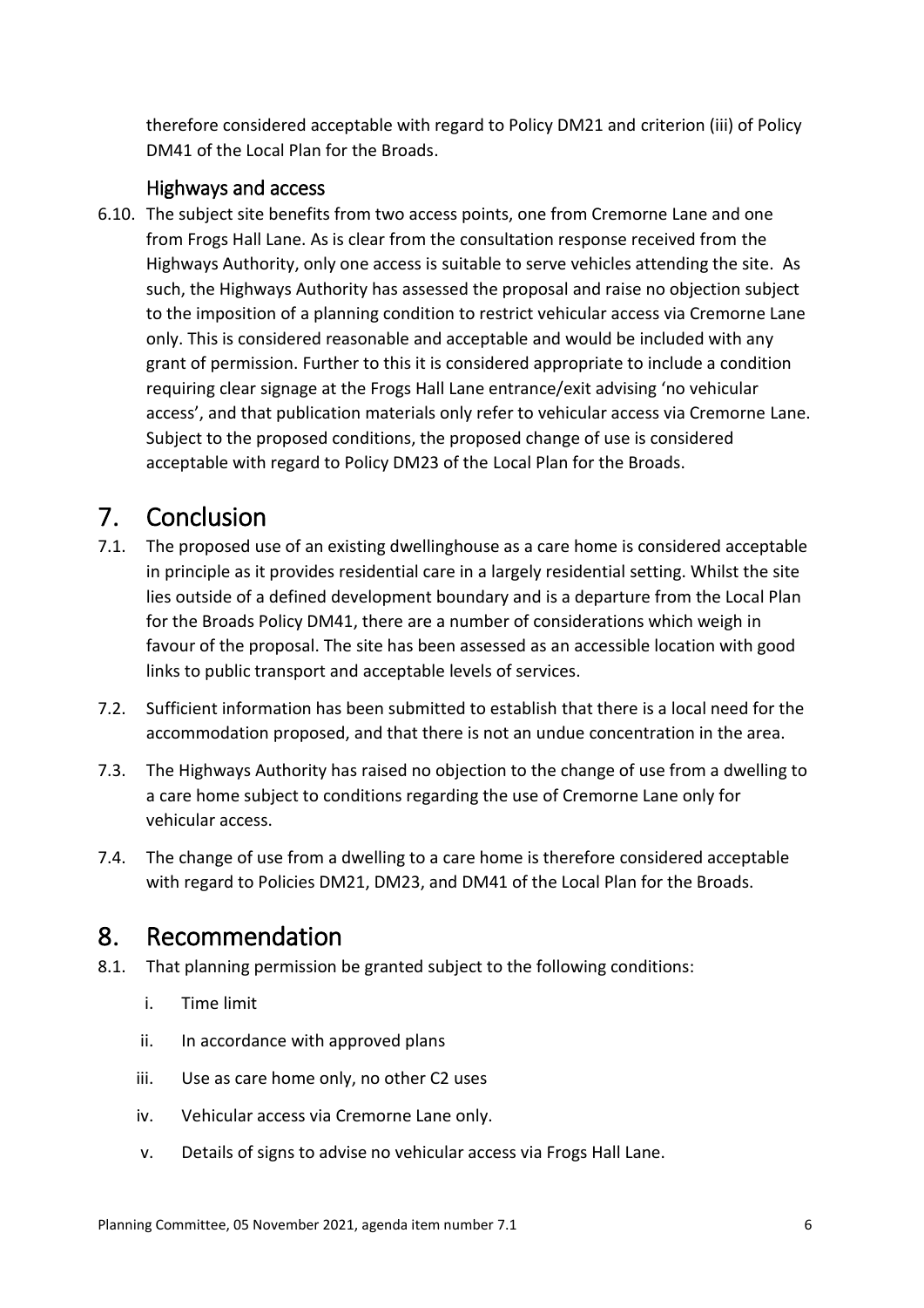therefore considered acceptable with regard to Policy DM21 and criterion (iii) of Policy DM41 of the Local Plan for the Broads.

### Highways and access

6.10. The subject site benefits from two access points, one from Cremorne Lane and one from Frogs Hall Lane. As is clear from the consultation response received from the Highways Authority, only one access is suitable to serve vehicles attending the site. As such, the Highways Authority has assessed the proposal and raise no objection subject to the imposition of a planning condition to restrict vehicular access via Cremorne Lane only. This is considered reasonable and acceptable and would be included with any grant of permission. Further to this it is considered appropriate to include a condition requiring clear signage at the Frogs Hall Lane entrance/exit advising 'no vehicular access', and that publication materials only refer to vehicular access via Cremorne Lane. Subject to the proposed conditions, the proposed change of use is considered acceptable with regard to Policy DM23 of the Local Plan for the Broads.

## 7. Conclusion

7.1. The proposed use of an existing dwellinghouse as a care home is considered acceptable in principle as it provides residential care in a largely residential setting. Whilst the site lies outside of a defined development boundary and is a departure from the Local Plan for the Broads Policy DM41, there are a number of considerations which weigh in favour of the proposal. The site has been assessed as an accessible location with good links to public transport and acceptable levels of services.

7.2. Sufficient information has been submitted to establish that there is a local need for the accommodation proposed, and that there is not an undue concentration in the area.

7.3. The Highways Authority has raised no objection to the change of use from a dwelling to a care home subject to conditions regarding the use of Cremorne Lane only for vehicular access.

7.4. The change of use from a dwelling to a care home is therefore considered acceptable with regard to Policies DM21, DM23, and DM41 of the Local Plan for the Broads.

## 8. Recommendation

8.1. That planning permission be granted subject to the following conditions:

i. Time limit

ii. In accordance with approved plans

iii. Use as care home only, no other C2 uses

iv. Vehicular access via Cremorne Lane only.

v. Details of signs to advise no vehicular access via Frogs Hall Lane.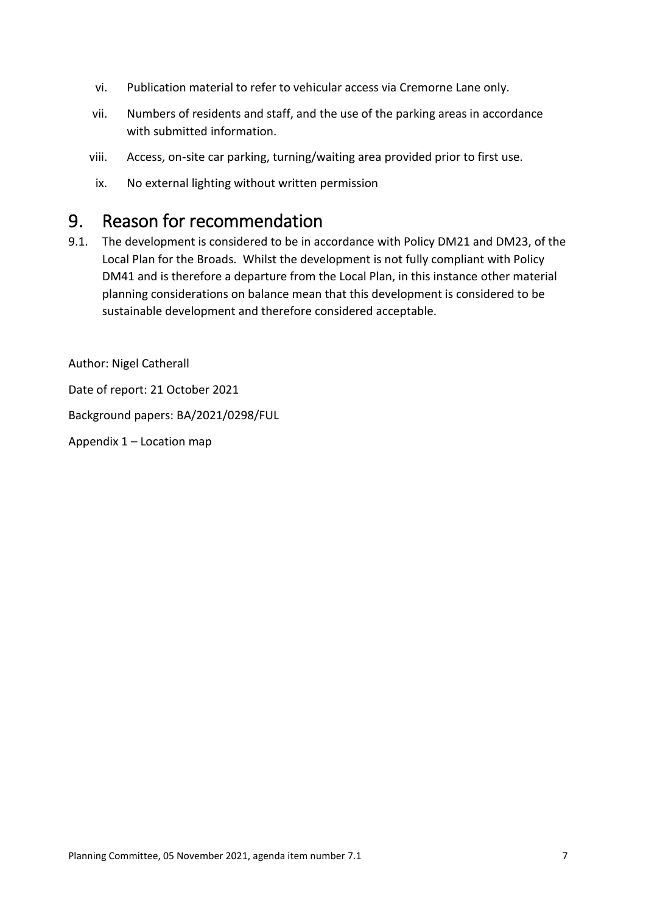vi. Publication material to refer to vehicular access via Cremorne Lane only.

vii. Numbers of residents and staff, and the use of the parking areas in accordance with submitted information.

viii. Access, on-site car parking, turning/waiting area provided prior to first use.

ix. No external lighting without written permission

# 9. Reason for recommendation

9.1. The development is considered to be in accordance with Policy DM21 and DM23, of the Local Plan for the Broads. Whilst the development is not fully compliant with Policy DM41 and is therefore a departure from the Local Plan, in this instance other material planning considerations on balance mean that this development is considered to be sustainable development and therefore considered acceptable.

Author: Nigel Catherall

Date of report: 21 October 2021

Background papers: BA/2021/0298/FUL

Appendix 1 – Location map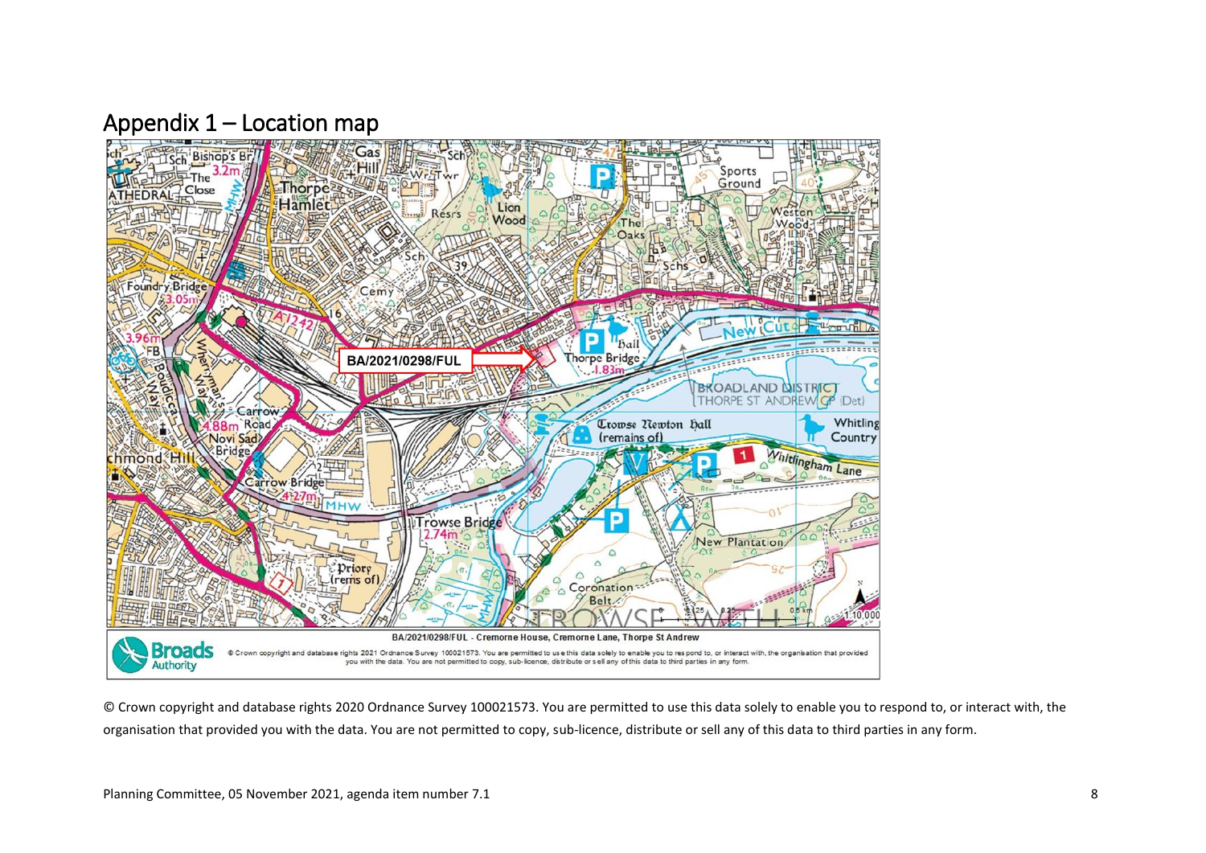# Appendix 1 – Location map

BA/2021/0298/FUL - Cremorne House, Cremorne Lane, Thorpe St Andrew

© Crown copyright and database rights 2021 Ordnance Survey 100021573. You are permitted to use this data solely to enable you to respond to, or interact with, the organisation that provided you with the data. You are not permitted to copy, sub-licence, distribute or sell any of this data to third parties in any form.

© Crown copyright and database rights 2020 Ordnance Survey 100021573. You are permitted to use this data solely to enable you to respond to, or interact with, the organisation that provided you with the data. You are not permitted to copy, sub-licence, distribute or sell any of this data to third parties in any form.